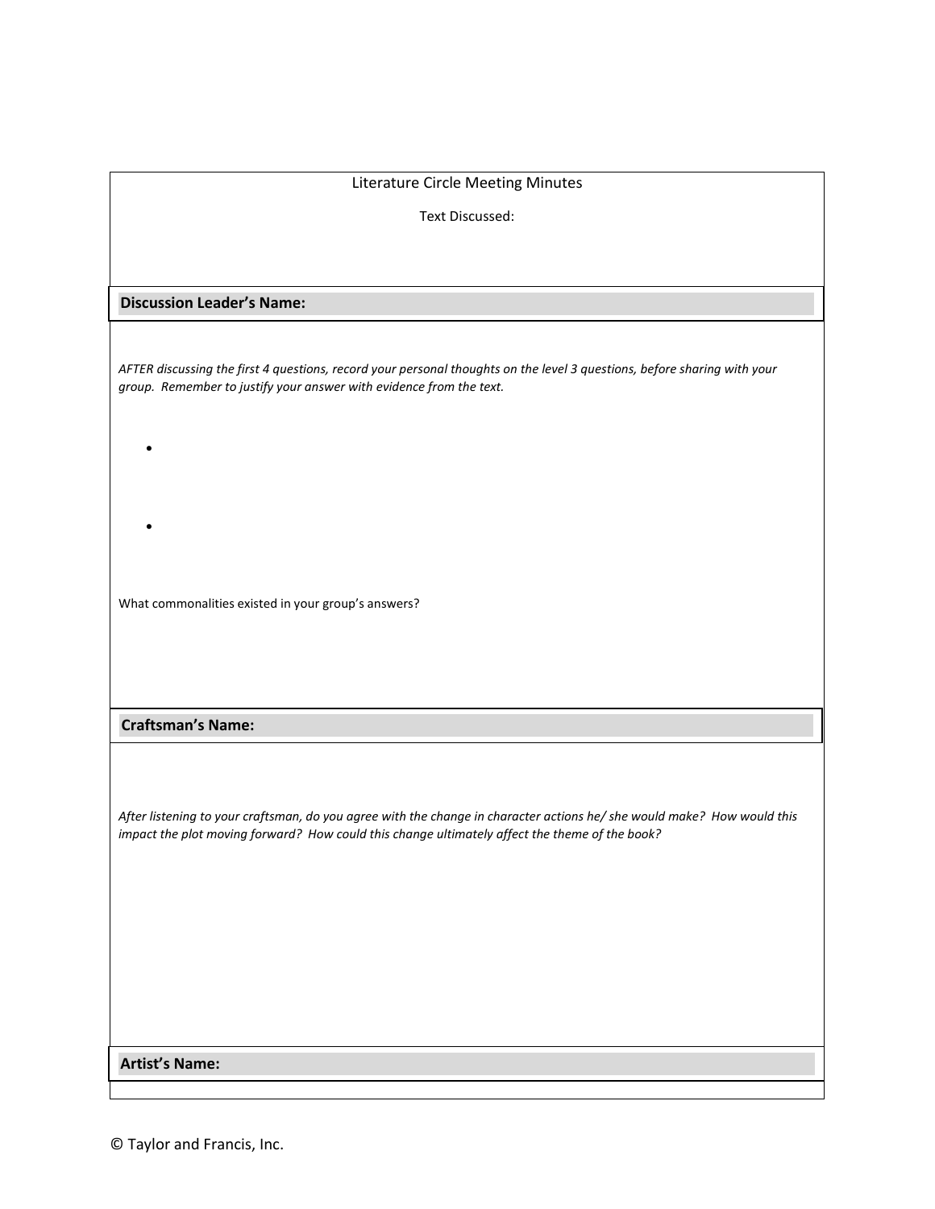# Literature Circle Meeting Minutes

Text Discussed:

**Discussion Leader's Name:**

*AFTER discussing the first 4 questions, record your personal thoughts on the level 3 questions, before sharing with your group. Remember to justify your answer with evidence from the text.*

- 
- 

What commonalities existed in your group's answers?

**Craftsman's Name:**

*After listening to your craftsman, do you agree with the change in character actions he/ she would make? How would this impact the plot moving forward? How could this change ultimately affect the theme of the book?*

**Artist's Name:**

© Taylor and Francis, Inc.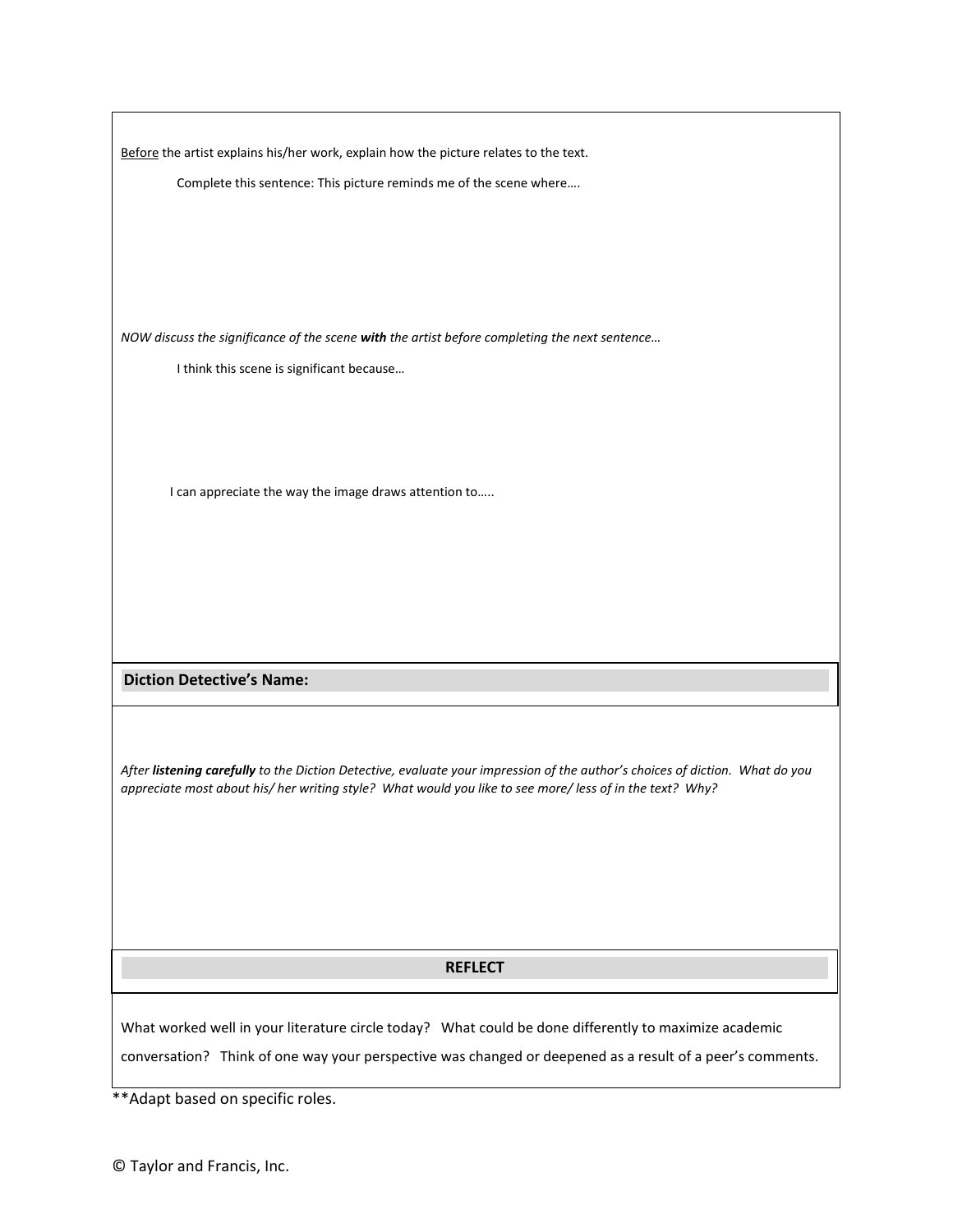Before the artist explains his/her work, explain how the picture relates to the text.

Complete this sentence: This picture reminds me of the scene where….

*NOW discuss the significance of the scene* ***with*** *the artist before completing the next sentence…*

I think this scene is significant because…

I can appreciate the way the image draws attention to…..

**Diction Detective's Name:**

*After* ***listening carefully*** *to the Diction Detective, evaluate your impression of the author's choices of diction. What do you appreciate most about his/ her writing style? What would you like to see more/ less of in the text? Why?*

**REFLECT**

What worked well in your literature circle today? What could be done differently to maximize academic conversation? Think of one way your perspective was changed or deepened as a result of a peer's comments.

**Adapt based on specific roles.

© Taylor and Francis, Inc.